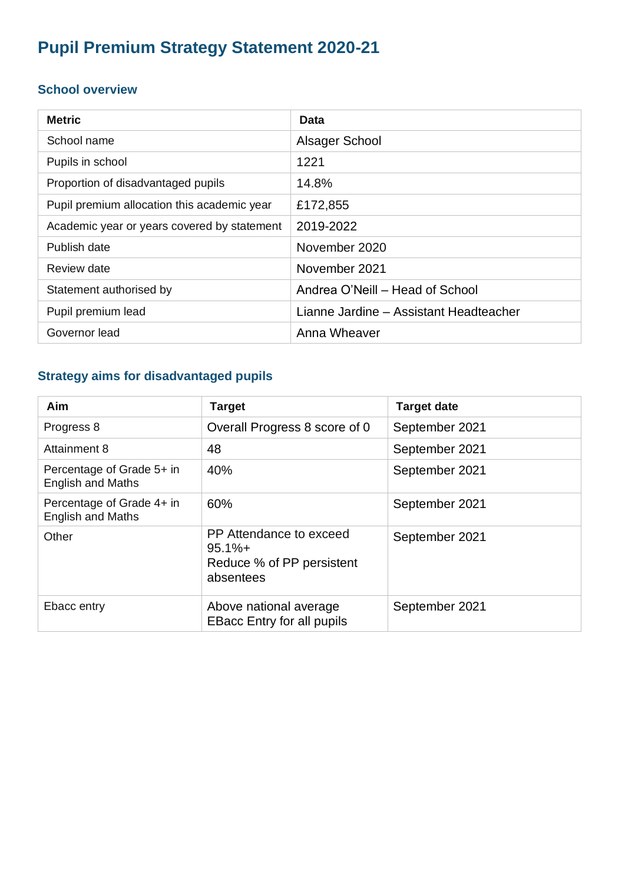# Pupil Premium Strategy Statement 2020-21

## School overview

| Metric | Data |
|---|---|
| School name | Alsager School |
| Pupils in school | 1221 |
| Proportion of disadvantaged pupils | 14.8% |
| Pupil premium allocation this academic year | £172,855 |
| Academic year or years covered by statement | 2019-2022 |
| Publish date | November 2020 |
| Review date | November 2021 |
| Statement authorised by | Andrea O'Neill – Head of School |
| Pupil premium lead | Lianne Jardine – Assistant Headteacher |
| Governor lead | Anna Wheaver |

## Strategy aims for disadvantaged pupils

| Aim | Target | Target date |
|---|---|---|
| Progress 8 | Overall Progress 8 score of 0 | September 2021 |
| Attainment 8 | 48 | September 2021 |
| Percentage of Grade 5+ in English and Maths | 40% | September 2021 |
| Percentage of Grade 4+ in English and Maths | 60% | September 2021 |
| Other | PP Attendance to exceed 95.1%+<br>Reduce % of PP persistent absentees | September 2021 |
| Ebacc entry | Above national average EBacc Entry for all pupils | September 2021 |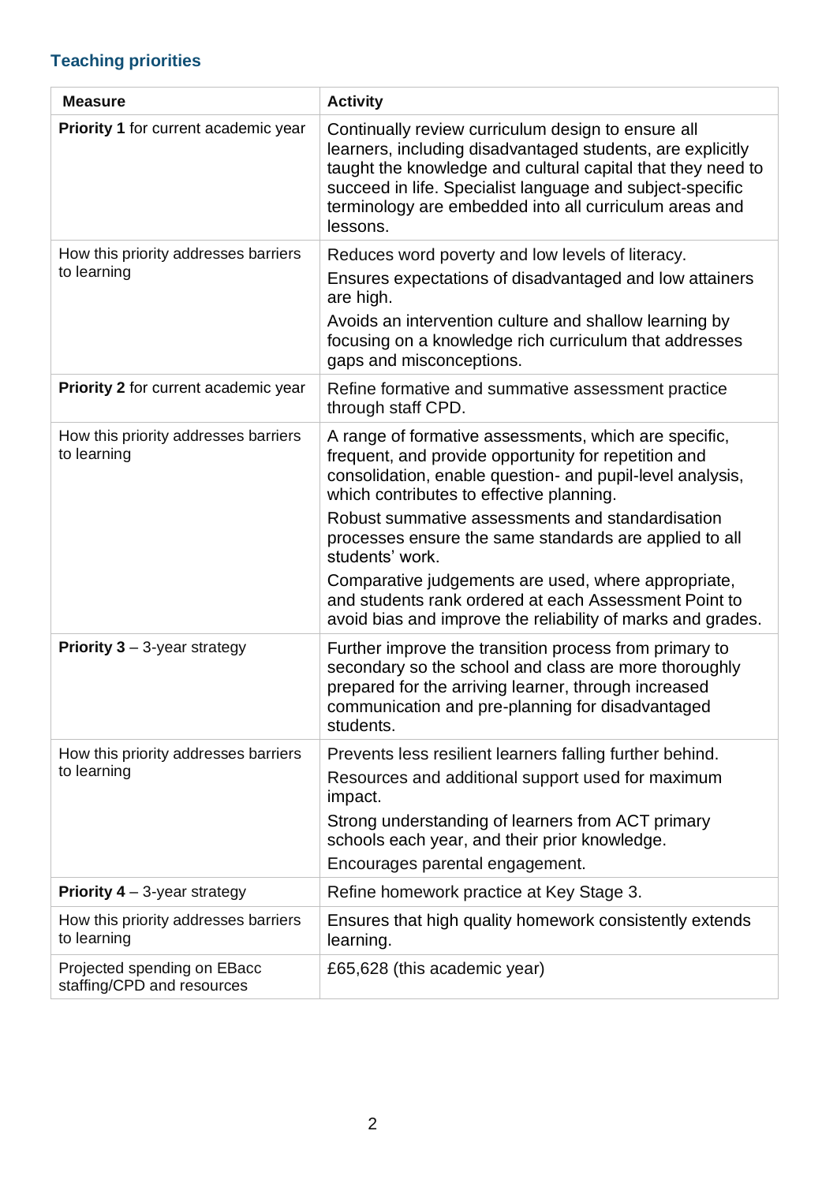## Teaching priorities

| Measure | Activity |
|---|---|
| **Priority 1** for current academic year | Continually review curriculum design to ensure all learners, including disadvantaged students, are explicitly taught the knowledge and cultural capital that they need to succeed in life. Specialist language and subject-specific terminology are embedded into all curriculum areas and lessons. |
| How this priority addresses barriers to learning | Reduces word poverty and low levels of literacy.<br>Ensures expectations of disadvantaged and low attainers are high.<br>Avoids an intervention culture and shallow learning by focusing on a knowledge rich curriculum that addresses gaps and misconceptions. |
| **Priority 2** for current academic year | Refine formative and summative assessment practice through staff CPD. |
| How this priority addresses barriers to learning | A range of formative assessments, which are specific, frequent, and provide opportunity for repetition and consolidation, enable question- and pupil-level analysis, which contributes to effective planning.<br>Robust summative assessments and standardisation processes ensure the same standards are applied to all students' work.<br>Comparative judgements are used, where appropriate, and students rank ordered at each Assessment Point to avoid bias and improve the reliability of marks and grades. |
| **Priority 3** – 3-year strategy | Further improve the transition process from primary to secondary so the school and class are more thoroughly prepared for the arriving learner, through increased communication and pre-planning for disadvantaged students. |
| How this priority addresses barriers to learning | Prevents less resilient learners falling further behind.<br>Resources and additional support used for maximum impact.<br>Strong understanding of learners from ACT primary schools each year, and their prior knowledge.<br>Encourages parental engagement. |
| **Priority 4** – 3-year strategy | Refine homework practice at Key Stage 3. |
| How this priority addresses barriers to learning | Ensures that high quality homework consistently extends learning. |
| Projected spending on EBacc staffing/CPD and resources | £65,628 (this academic year) |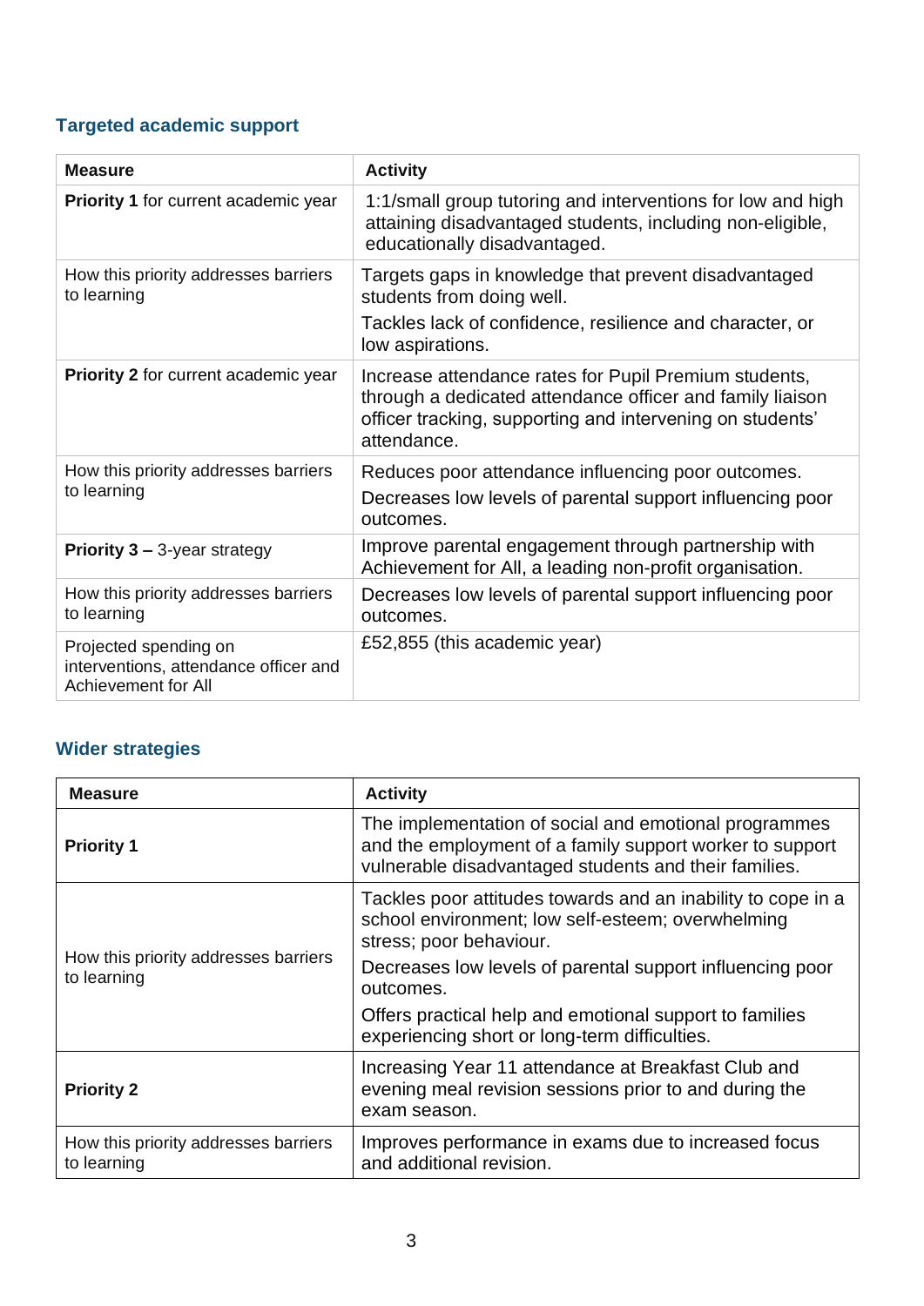### Targeted academic support

| Measure | Activity |
|---|---|
| **Priority 1** for current academic year | 1:1/small group tutoring and interventions for low and high attaining disadvantaged students, including non-eligible, educationally disadvantaged. |
| How this priority addresses barriers to learning | Targets gaps in knowledge that prevent disadvantaged students from doing well. Tackles lack of confidence, resilience and character, or low aspirations. |
| **Priority 2** for current academic year | Increase attendance rates for Pupil Premium students, through a dedicated attendance officer and family liaison officer tracking, supporting and intervening on students' attendance. |
| How this priority addresses barriers to learning | Reduces poor attendance influencing poor outcomes. Decreases low levels of parental support influencing poor outcomes. |
| **Priority 3 –** 3-year strategy | Improve parental engagement through partnership with Achievement for All, a leading non-profit organisation. |
| How this priority addresses barriers to learning | Decreases low levels of parental support influencing poor outcomes. |
| Projected spending on interventions, attendance officer and Achievement for All | £52,855 (this academic year) |

### Wider strategies

| Measure | Activity |
|---|---|
| **Priority 1** | The implementation of social and emotional programmes and the employment of a family support worker to support vulnerable disadvantaged students and their families. |
| How this priority addresses barriers to learning | Tackles poor attitudes towards and an inability to cope in a school environment; low self-esteem; overwhelming stress; poor behaviour. Decreases low levels of parental support influencing poor outcomes. Offers practical help and emotional support to families experiencing short or long-term difficulties. |
| **Priority 2** | Increasing Year 11 attendance at Breakfast Club and evening meal revision sessions prior to and during the exam season. |
| How this priority addresses barriers to learning | Improves performance in exams due to increased focus and additional revision. |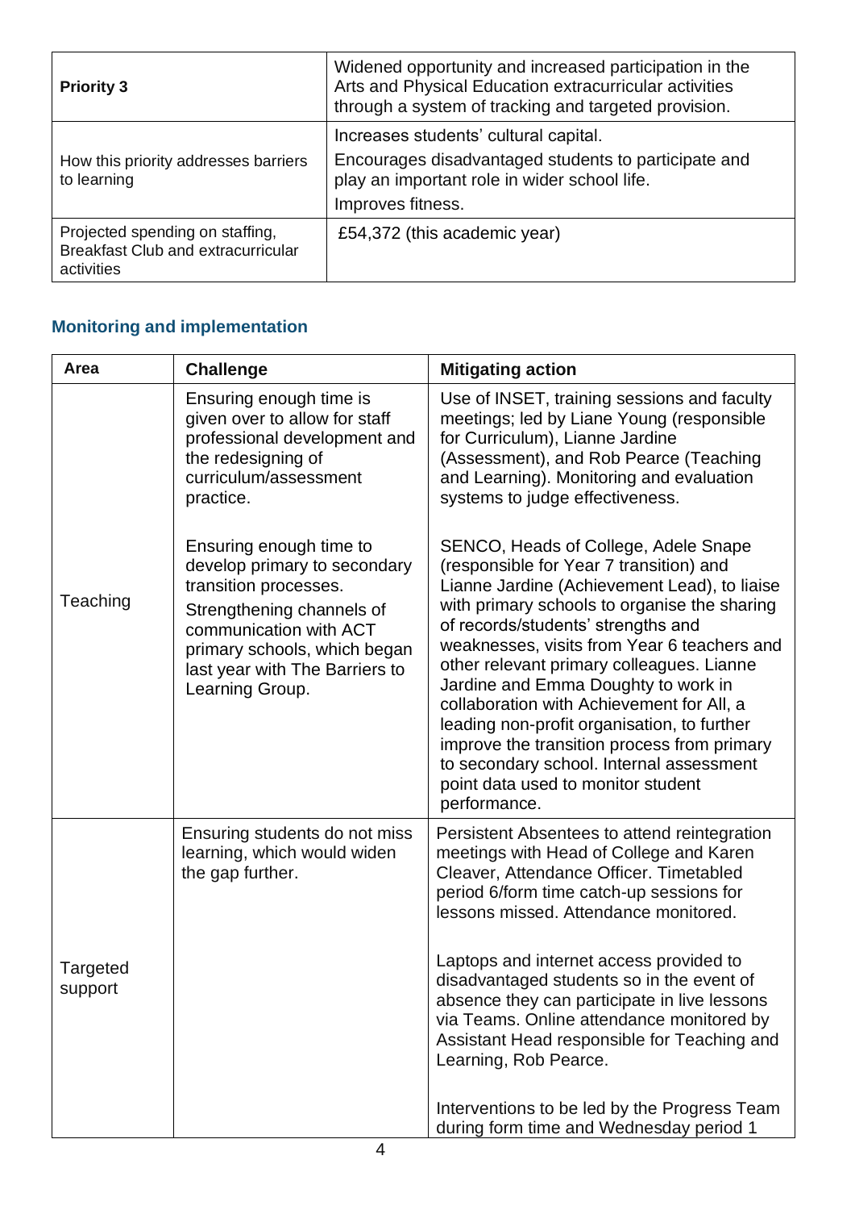| **Priority 3** | Widened opportunity and increased participation in the Arts and Physical Education extracurricular activities through a system of tracking and targeted provision. |
|---|---|
| How this priority addresses barriers to learning | Increases students' cultural capital.<br>Encourages disadvantaged students to participate and play an important role in wider school life.<br>Improves fitness. |
| Projected spending on staffing, Breakfast Club and extracurricular activities | £54,372 (this academic year) |

## Monitoring and implementation

| Area | Challenge | Mitigating action |
|---|---|---|
| Teaching | Ensuring enough time is given over to allow for staff professional development and the redesigning of curriculum/assessment practice. | Use of INSET, training sessions and faculty meetings; led by Liane Young (responsible for Curriculum), Lianne Jardine (Assessment), and Rob Pearce (Teaching and Learning). Monitoring and evaluation systems to judge effectiveness. |
| | Ensuring enough time to develop primary to secondary transition processes.<br>Strengthening channels of communication with ACT primary schools, which began last year with The Barriers to Learning Group. | SENCO, Heads of College, Adele Snape (responsible for Year 7 transition) and Lianne Jardine (Achievement Lead), to liaise with primary schools to organise the sharing of records/students' strengths and weaknesses, visits from Year 6 teachers and other relevant primary colleagues. Lianne Jardine and Emma Doughty to work in collaboration with Achievement for All, a leading non-profit organisation, to further improve the transition process from primary to secondary school. Internal assessment point data used to monitor student performance. |
| Targeted support | Ensuring students do not miss learning, which would widen the gap further. | Persistent Absentees to attend reintegration meetings with Head of College and Karen Cleaver, Attendance Officer. Timetabled period 6/form time catch-up sessions for lessons missed. Attendance monitored.<br><br>Laptops and internet access provided to disadvantaged students so in the event of absence they can participate in live lessons via Teams. Online attendance monitored by Assistant Head responsible for Teaching and Learning, Rob Pearce.<br><br>Interventions to be led by the Progress Team during form time and Wednesday period 1 |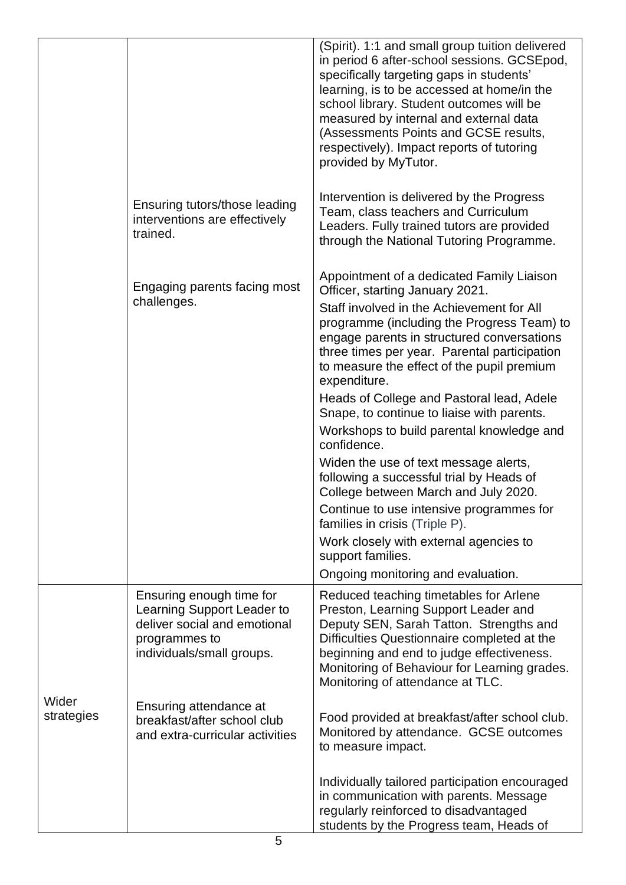| | | |
|---|---|---|
| | | (Spirit). 1:1 and small group tuition delivered in period 6 after-school sessions. GCSEpod, specifically targeting gaps in students' learning, is to be accessed at home/in the school library. Student outcomes will be measured by internal and external data (Assessments Points and GCSE results, respectively). Impact reports of tutoring provided by MyTutor. |
| | Ensuring tutors/those leading interventions are effectively trained. | Intervention is delivered by the Progress Team, class teachers and Curriculum Leaders. Fully trained tutors are provided through the National Tutoring Programme. |
| | Engaging parents facing most challenges. | Appointment of a dedicated Family Liaison Officer, starting January 2021.<br>Staff involved in the Achievement for All programme (including the Progress Team) to engage parents in structured conversations three times per year. Parental participation to measure the effect of the pupil premium expenditure.<br>Heads of College and Pastoral lead, Adele Snape, to continue to liaise with parents.<br>Workshops to build parental knowledge and confidence.<br>Widen the use of text message alerts, following a successful trial by Heads of College between March and July 2020.<br>Continue to use intensive programmes for families in crisis (Triple P).<br>Work closely with external agencies to support families.<br>Ongoing monitoring and evaluation. |
| Wider strategies | Ensuring enough time for Learning Support Leader to deliver social and emotional programmes to individuals/small groups. | Reduced teaching timetables for Arlene Preston, Learning Support Leader and Deputy SEN, Sarah Tatton. Strengths and Difficulties Questionnaire completed at the beginning and end to judge effectiveness. Monitoring of Behaviour for Learning grades. Monitoring of attendance at TLC. |
| | Ensuring attendance at breakfast/after school club and extra-curricular activities | Food provided at breakfast/after school club. Monitored by attendance. GCSE outcomes to measure impact.<br><br>Individually tailored participation encouraged in communication with parents. Message regularly reinforced to disadvantaged students by the Progress team, Heads of |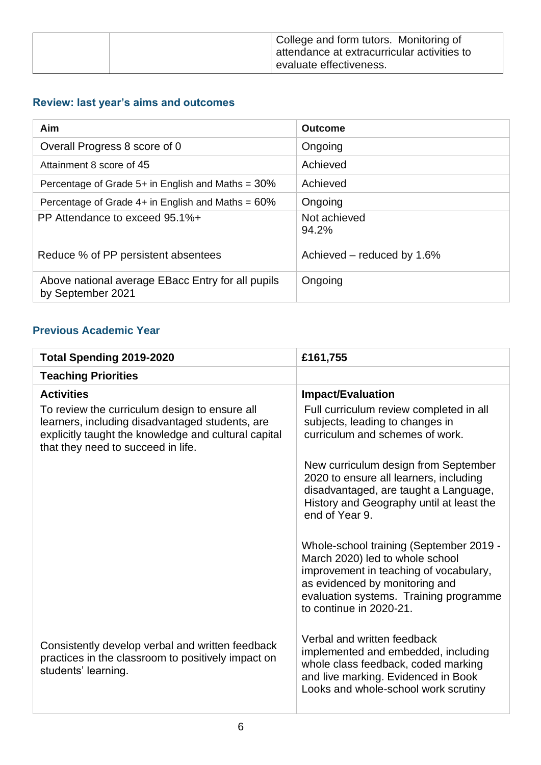| | | College and form tutors. Monitoring of attendance at extracurricular activities to evaluate effectiveness. |
|---|---|---|

### Review: last year's aims and outcomes

| Aim | Outcome |
|---|---|
| Overall Progress 8 score of 0 | Ongoing |
| Attainment 8 score of 45 | Achieved |
| Percentage of Grade 5+ in English and Maths = 30% | Achieved |
| Percentage of Grade 4+ in English and Maths = 60% | Ongoing |
| PP Attendance to exceed 95.1%+<br><br>Reduce % of PP persistent absentees | Not achieved<br>94.2%<br><br>Achieved – reduced by 1.6% |
| Above national average EBacc Entry for all pupils by September 2021 | Ongoing |

### Previous Academic Year

| **Total Spending 2019-2020** | **£161,755** |
|---|---|
| **Teaching Priorities** | |
| **Activities**<br>To review the curriculum design to ensure all learners, including disadvantaged students, are explicitly taught the knowledge and cultural capital that they need to succeed in life. | **Impact/Evaluation**<br>Full curriculum review completed in all subjects, leading to changes in curriculum and schemes of work.<br><br>New curriculum design from September 2020 to ensure all learners, including disadvantaged, are taught a Language, History and Geography until at least the end of Year 9.<br><br>Whole-school training (September 2019 - March 2020) led to whole school improvement in teaching of vocabulary, as evidenced by monitoring and evaluation systems. Training programme to continue in 2020-21. |
| Consistently develop verbal and written feedback practices in the classroom to positively impact on students' learning. | Verbal and written feedback implemented and embedded, including whole class feedback, coded marking and live marking. Evidenced in Book Looks and whole-school work scrutiny |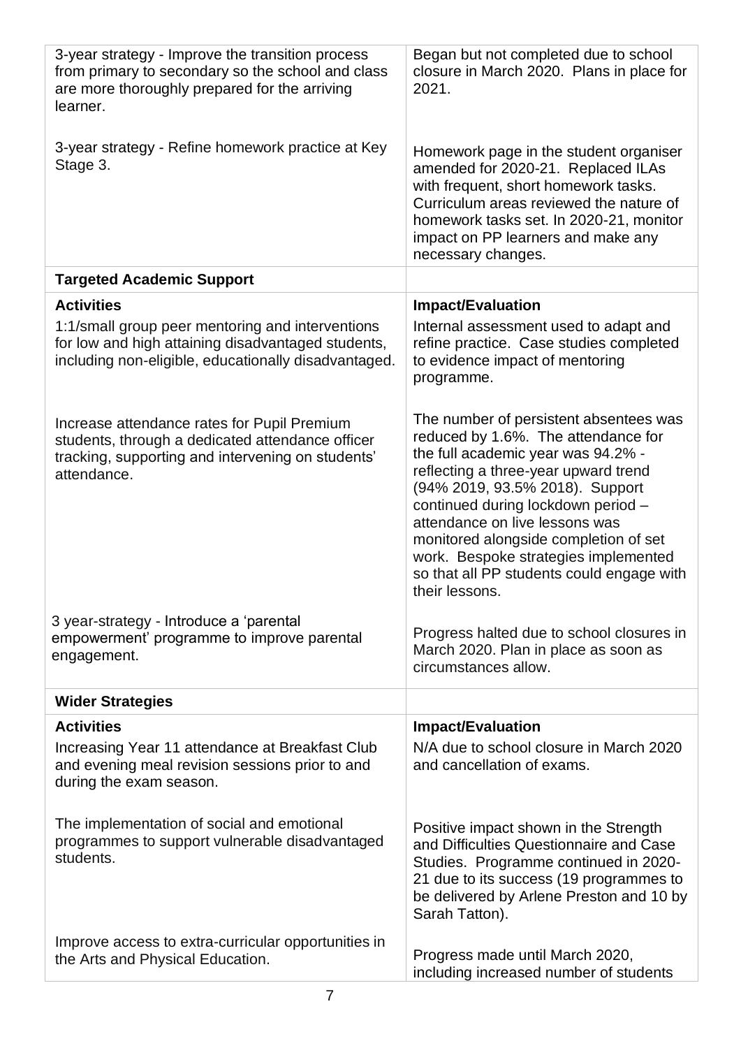| | |
|---|---|
| 3-year strategy - Improve the transition process from primary to secondary so the school and class are more thoroughly prepared for the arriving learner. | Began but not completed due to school closure in March 2020. Plans in place for 2021. |
| 3-year strategy - Refine homework practice at Key Stage 3. | Homework page in the student organiser amended for 2020-21. Replaced ILAs with frequent, short homework tasks. Curriculum areas reviewed the nature of homework tasks set. In 2020-21, monitor impact on PP learners and make any necessary changes. |
| **Targeted Academic Support** | |
| **Activities** | **Impact/Evaluation** |
| 1:1/small group peer mentoring and interventions for low and high attaining disadvantaged students, including non-eligible, educationally disadvantaged. | Internal assessment used to adapt and refine practice. Case studies completed to evidence impact of mentoring programme. |
| Increase attendance rates for Pupil Premium students, through a dedicated attendance officer tracking, supporting and intervening on students' attendance. | The number of persistent absentees was reduced by 1.6%. The attendance for the full academic year was 94.2% - reflecting a three-year upward trend (94% 2019, 93.5% 2018). Support continued during lockdown period – attendance on live lessons was monitored alongside completion of set work. Bespoke strategies implemented so that all PP students could engage with their lessons. |
| 3 year-strategy - Introduce a 'parental empowerment' programme to improve parental engagement. | Progress halted due to school closures in March 2020. Plan in place as soon as circumstances allow. |
| **Wider Strategies** | |
| **Activities** | **Impact/Evaluation** |
| Increasing Year 11 attendance at Breakfast Club and evening meal revision sessions prior to and during the exam season. | N/A due to school closure in March 2020 and cancellation of exams. |
| The implementation of social and emotional programmes to support vulnerable disadvantaged students. | Positive impact shown in the Strength and Difficulties Questionnaire and Case Studies. Programme continued in 2020-21 due to its success (19 programmes to be delivered by Arlene Preston and 10 by Sarah Tatton). |
| Improve access to extra-curricular opportunities in the Arts and Physical Education. | Progress made until March 2020, including increased number of students |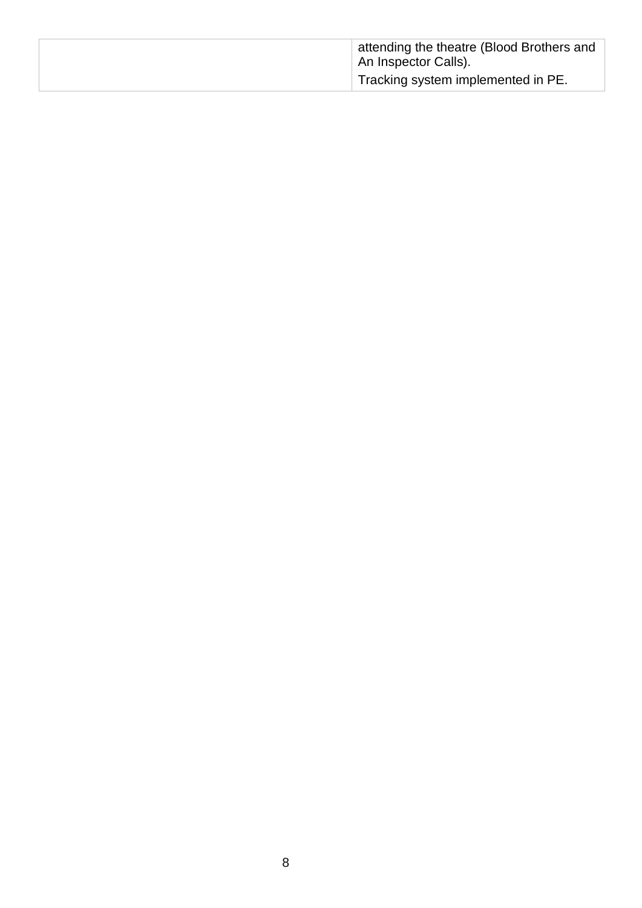| | |
|---|---|
| | attending the theatre (Blood Brothers and An Inspector Calls).<br>Tracking system implemented in PE. |